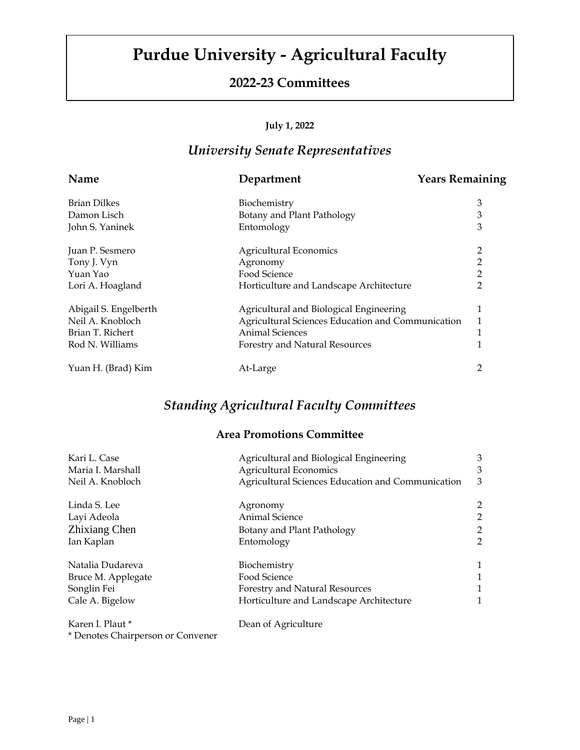# Purdue University - Agricultural Faculty

## 2022-23 Committees

**July 1, 2022**

## *University Senate Representatives*

| Name | Department | Years Remaining |
|---|---|---|
| Brian Dilkes | Biochemistry | 3 |
| Damon Lisch | Botany and Plant Pathology | 3 |
| John S. Yaninek | Entomology | 3 |
| Juan P. Sesmero | Agricultural Economics | 2 |
| Tony J. Vyn | Agronomy | 2 |
| Yuan Yao | Food Science | 2 |
| Lori A. Hoagland | Horticulture and Landscape Architecture | 2 |
| Abigail S. Engelberth | Agricultural and Biological Engineering | 1 |
| Neil A. Knobloch | Agricultural Sciences Education and Communication | 1 |
| Brian T. Richert | Animal Sciences | 1 |
| Rod N. Williams | Forestry and Natural Resources | 1 |
| Yuan H. (Brad) Kim | At-Large | 2 |

## *Standing Agricultural Faculty Committees*

### Area Promotions Committee

| Name | Department | Years Remaining |
|---|---|---|
| Kari L. Case | Agricultural and Biological Engineering | 3 |
| Maria I. Marshall | Agricultural Economics | 3 |
| Neil A. Knobloch | Agricultural Sciences Education and Communication | 3 |
| Linda S. Lee | Agronomy | 2 |
| Layi Adeola | Animal Science | 2 |
| Zhixiang Chen | Botany and Plant Pathology | 2 |
| Ian Kaplan | Entomology | 2 |
| Natalia Dudareva | Biochemistry | 1 |
| Bruce M. Applegate | Food Science | 1 |
| Songlin Fei | Forestry and Natural Resources | 1 |
| Cale A. Bigelow | Horticulture and Landscape Architecture | 1 |
| Karen I. Plaut * | Dean of Agriculture | |

\* Denotes Chairperson or Convener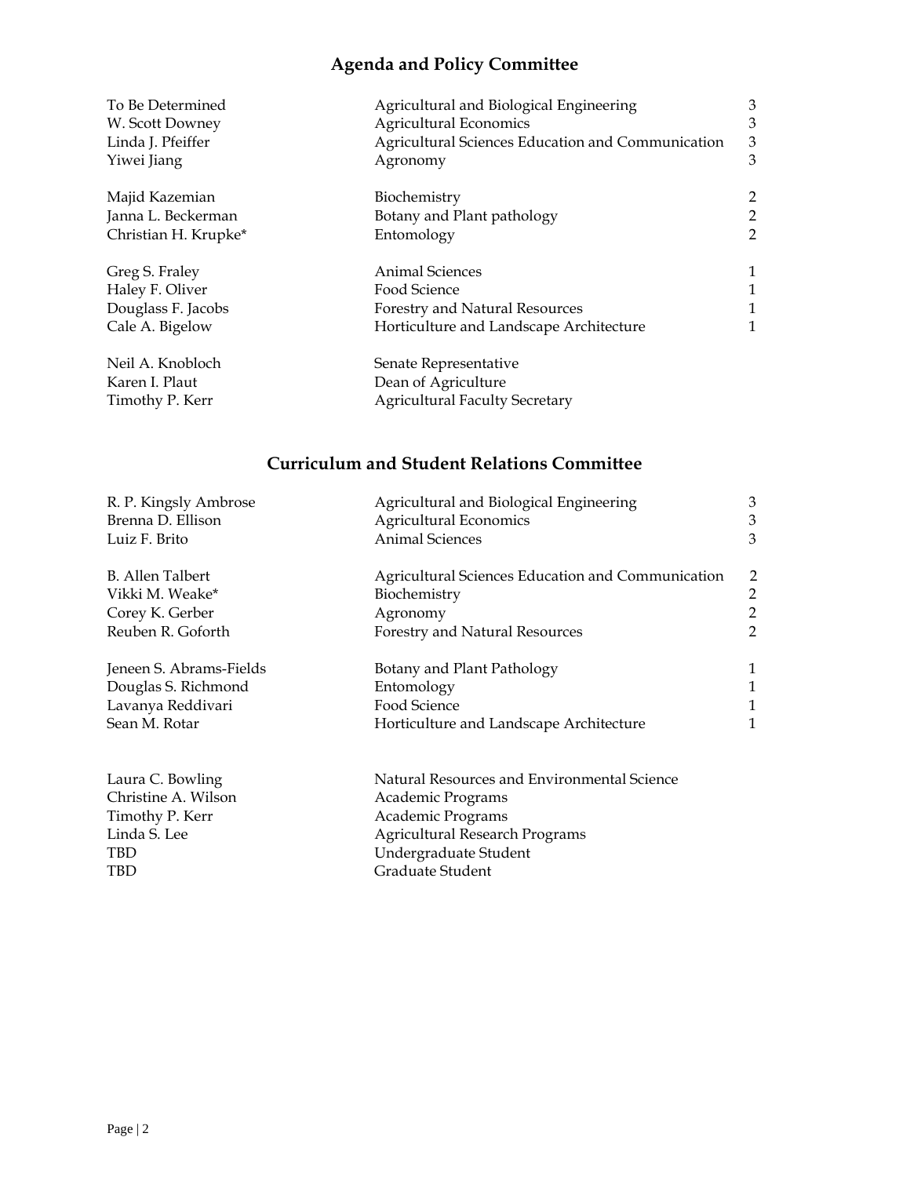## Agenda and Policy Committee

| Name | Department | Term |
|---|---|---|
| To Be Determined | Agricultural and Biological Engineering | 3 |
| W. Scott Downey | Agricultural Economics | 3 |
| Linda J. Pfeiffer | Agricultural Sciences Education and Communication | 3 |
| Yiwei Jiang | Agronomy | 3 |
| Majid Kazemian | Biochemistry | 2 |
| Janna L. Beckerman | Botany and Plant pathology | 2 |
| Christian H. Krupke* | Entomology | 2 |
| Greg S. Fraley | Animal Sciences | 1 |
| Haley F. Oliver | Food Science | 1 |
| Douglass F. Jacobs | Forestry and Natural Resources | 1 |
| Cale A. Bigelow | Horticulture and Landscape Architecture | 1 |
| Neil A. Knobloch | Senate Representative | |
| Karen I. Plaut | Dean of Agriculture | |
| Timothy P. Kerr | Agricultural Faculty Secretary | |

## Curriculum and Student Relations Committee

| Name | Department | Term |
|---|---|---|
| R. P. Kingsly Ambrose | Agricultural and Biological Engineering | 3 |
| Brenna D. Ellison | Agricultural Economics | 3 |
| Luiz F. Brito | Animal Sciences | 3 |
| B. Allen Talbert | Agricultural Sciences Education and Communication | 2 |
| Vikki M. Weake* | Biochemistry | 2 |
| Corey K. Gerber | Agronomy | 2 |
| Reuben R. Goforth | Forestry and Natural Resources | 2 |
| Jeneen S. Abrams-Fields | Botany and Plant Pathology | 1 |
| Douglas S. Richmond | Entomology | 1 |
| Lavanya Reddivari | Food Science | 1 |
| Sean M. Rotar | Horticulture and Landscape Architecture | 1 |
| Laura C. Bowling | Natural Resources and Environmental Science | |
| Christine A. Wilson | Academic Programs | |
| Timothy P. Kerr | Academic Programs | |
| Linda S. Lee | Agricultural Research Programs | |
| TBD | Undergraduate Student | |
| TBD | Graduate Student | |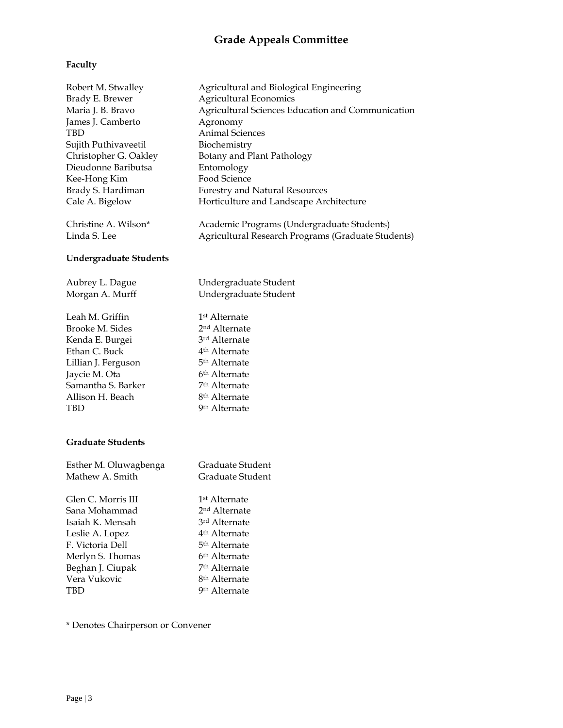# Grade Appeals Committee

**Faculty**

| | |
|---|---|
| Robert M. Stwalley | Agricultural and Biological Engineering |
| Brady E. Brewer | Agricultural Economics |
| Maria J. B. Bravo | Agricultural Sciences Education and Communication |
| James J. Camberto | Agronomy |
| TBD | Animal Sciences |
| Sujith Puthivaveetil | Biochemistry |
| Christopher G. Oakley | Botany and Plant Pathology |
| Dieudonne Baributsa | Entomology |
| Kee-Hong Kim | Food Science |
| Brady S. Hardiman | Forestry and Natural Resources |
| Cale A. Bigelow | Horticulture and Landscape Architecture |
| Christine A. Wilson* | Academic Programs (Undergraduate Students) |
| Linda S. Lee | Agricultural Research Programs (Graduate Students) |

**Undergraduate Students**

| | |
|---|---|
| Aubrey L. Dague | Undergraduate Student |
| Morgan A. Murff | Undergraduate Student |
| Leah M. Griffin | 1st Alternate |
| Brooke M. Sides | 2nd Alternate |
| Kenda E. Burgei | 3rd Alternate |
| Ethan C. Buck | 4th Alternate |
| Lillian J. Ferguson | 5th Alternate |
| Jaycie M. Ota | 6th Alternate |
| Samantha S. Barker | 7th Alternate |
| Allison H. Beach | 8th Alternate |
| TBD | 9th Alternate |

**Graduate Students**

| | |
|---|---|
| Esther M. Oluwagbenga | Graduate Student |
| Mathew A. Smith | Graduate Student |
| Glen C. Morris III | 1st Alternate |
| Sana Mohammad | 2nd Alternate |
| Isaiah K. Mensah | 3rd Alternate |
| Leslie A. Lopez | 4th Alternate |
| F. Victoria Dell | 5th Alternate |
| Merlyn S. Thomas | 6th Alternate |
| Beghan J. Ciupak | 7th Alternate |
| Vera Vukovic | 8th Alternate |
| TBD | 9th Alternate |

* Denotes Chairperson or Convener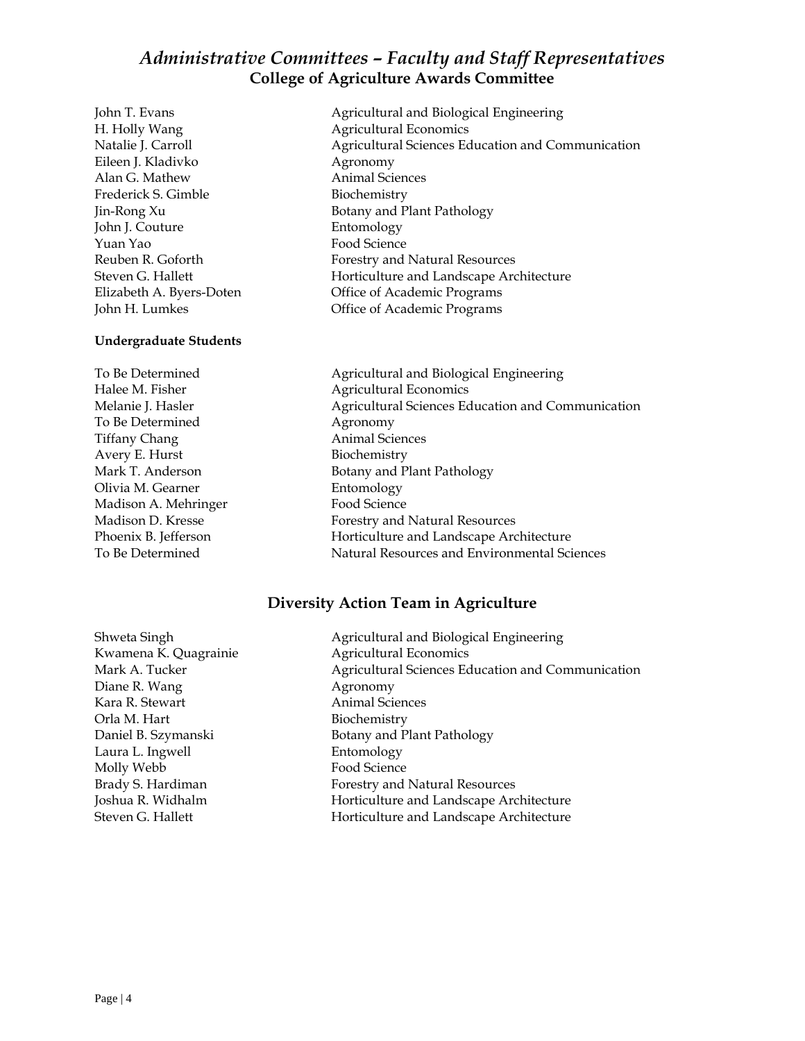# *Administrative Committees – Faculty and Staff Representatives*

## College of Agriculture Awards Committee

| | |
|---|---|
| John T. Evans | Agricultural and Biological Engineering |
| H. Holly Wang | Agricultural Economics |
| Natalie J. Carroll | Agricultural Sciences Education and Communication |
| Eileen J. Kladivko | Agronomy |
| Alan G. Mathew | Animal Sciences |
| Frederick S. Gimble | Biochemistry |
| Jin-Rong Xu | Botany and Plant Pathology |
| John J. Couture | Entomology |
| Yuan Yao | Food Science |
| Reuben R. Goforth | Forestry and Natural Resources |
| Steven G. Hallett | Horticulture and Landscape Architecture |
| Elizabeth A. Byers-Doten | Office of Academic Programs |
| John H. Lumkes | Office of Academic Programs |

**Undergraduate Students**

| | |
|---|---|
| To Be Determined | Agricultural and Biological Engineering |
| Halee M. Fisher | Agricultural Economics |
| Melanie J. Hasler | Agricultural Sciences Education and Communication |
| To Be Determined | Agronomy |
| Tiffany Chang | Animal Sciences |
| Avery E. Hurst | Biochemistry |
| Mark T. Anderson | Botany and Plant Pathology |
| Olivia M. Gearner | Entomology |
| Madison A. Mehringer | Food Science |
| Madison D. Kresse | Forestry and Natural Resources |
| Phoenix B. Jefferson | Horticulture and Landscape Architecture |
| To Be Determined | Natural Resources and Environmental Sciences |

## Diversity Action Team in Agriculture

| | |
|---|---|
| Shweta Singh | Agricultural and Biological Engineering |
| Kwamena K. Quagrainie | Agricultural Economics |
| Mark A. Tucker | Agricultural Sciences Education and Communication |
| Diane R. Wang | Agronomy |
| Kara R. Stewart | Animal Sciences |
| Orla M. Hart | Biochemistry |
| Daniel B. Szymanski | Botany and Plant Pathology |
| Laura L. Ingwell | Entomology |
| Molly Webb | Food Science |
| Brady S. Hardiman | Forestry and Natural Resources |
| Joshua R. Widhalm | Horticulture and Landscape Architecture |
| Steven G. Hallett | Horticulture and Landscape Architecture |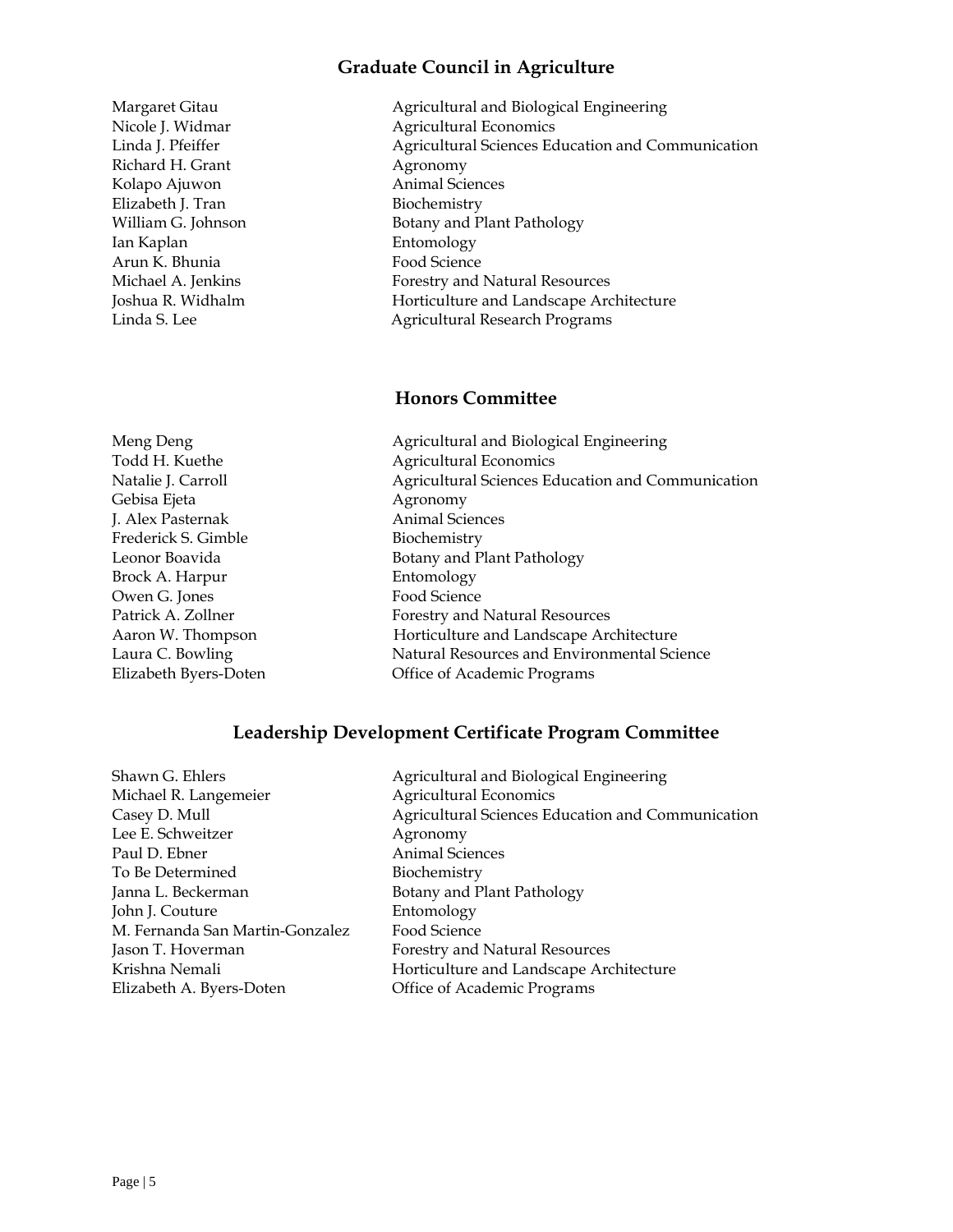## Graduate Council in Agriculture

| | |
|---|---|
| Margaret Gitau | Agricultural and Biological Engineering |
| Nicole J. Widmar | Agricultural Economics |
| Linda J. Pfeiffer | Agricultural Sciences Education and Communication |
| Richard H. Grant | Agronomy |
| Kolapo Ajuwon | Animal Sciences |
| Elizabeth J. Tran | Biochemistry |
| William G. Johnson | Botany and Plant Pathology |
| Ian Kaplan | Entomology |
| Arun K. Bhunia | Food Science |
| Michael A. Jenkins | Forestry and Natural Resources |
| Joshua R. Widhalm | Horticulture and Landscape Architecture |
| Linda S. Lee | Agricultural Research Programs |

## Honors Committee

| | |
|---|---|
| Meng Deng | Agricultural and Biological Engineering |
| Todd H. Kuethe | Agricultural Economics |
| Natalie J. Carroll | Agricultural Sciences Education and Communication |
| Gebisa Ejeta | Agronomy |
| J. Alex Pasternak | Animal Sciences |
| Frederick S. Gimble | Biochemistry |
| Leonor Boavida | Botany and Plant Pathology |
| Brock A. Harpur | Entomology |
| Owen G. Jones | Food Science |
| Patrick A. Zollner | Forestry and Natural Resources |
| Aaron W. Thompson | Horticulture and Landscape Architecture |
| Laura C. Bowling | Natural Resources and Environmental Science |
| Elizabeth Byers-Doten | Office of Academic Programs |

## Leadership Development Certificate Program Committee

| | |
|---|---|
| Shawn G. Ehlers | Agricultural and Biological Engineering |
| Michael R. Langemeier | Agricultural Economics |
| Casey D. Mull | Agricultural Sciences Education and Communication |
| Lee E. Schweitzer | Agronomy |
| Paul D. Ebner | Animal Sciences |
| To Be Determined | Biochemistry |
| Janna L. Beckerman | Botany and Plant Pathology |
| John J. Couture | Entomology |
| M. Fernanda San Martin-Gonzalez | Food Science |
| Jason T. Hoverman | Forestry and Natural Resources |
| Krishna Nemali | Horticulture and Landscape Architecture |
| Elizabeth A. Byers-Doten | Office of Academic Programs |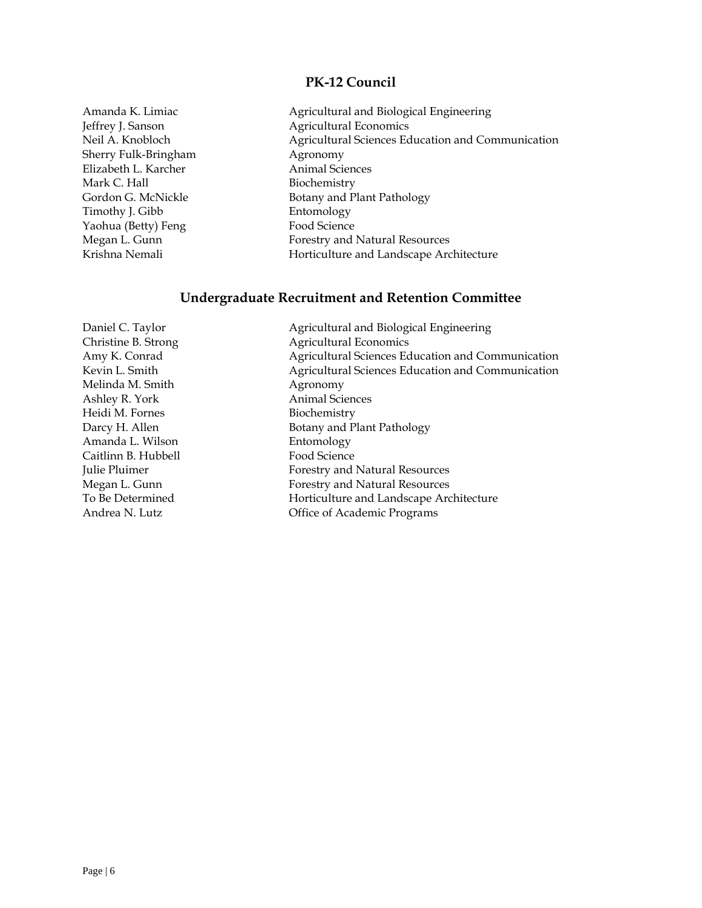## PK-12 Council

| | |
|---|---|
| Amanda K. Limiac | Agricultural and Biological Engineering |
| Jeffrey J. Sanson | Agricultural Economics |
| Neil A. Knobloch | Agricultural Sciences Education and Communication |
| Sherry Fulk-Bringham | Agronomy |
| Elizabeth L. Karcher | Animal Sciences |
| Mark C. Hall | Biochemistry |
| Gordon G. McNickle | Botany and Plant Pathology |
| Timothy J. Gibb | Entomology |
| Yaohua (Betty) Feng | Food Science |
| Megan L. Gunn | Forestry and Natural Resources |
| Krishna Nemali | Horticulture and Landscape Architecture |

## Undergraduate Recruitment and Retention Committee

| | |
|---|---|
| Daniel C. Taylor | Agricultural and Biological Engineering |
| Christine B. Strong | Agricultural Economics |
| Amy K. Conrad | Agricultural Sciences Education and Communication |
| Kevin L. Smith | Agricultural Sciences Education and Communication |
| Melinda M. Smith | Agronomy |
| Ashley R. York | Animal Sciences |
| Heidi M. Fornes | Biochemistry |
| Darcy H. Allen | Botany and Plant Pathology |
| Amanda L. Wilson | Entomology |
| Caitlinn B. Hubbell | Food Science |
| Julie Pluimer | Forestry and Natural Resources |
| Megan L. Gunn | Forestry and Natural Resources |
| To Be Determined | Horticulture and Landscape Architecture |
| Andrea N. Lutz | Office of Academic Programs |